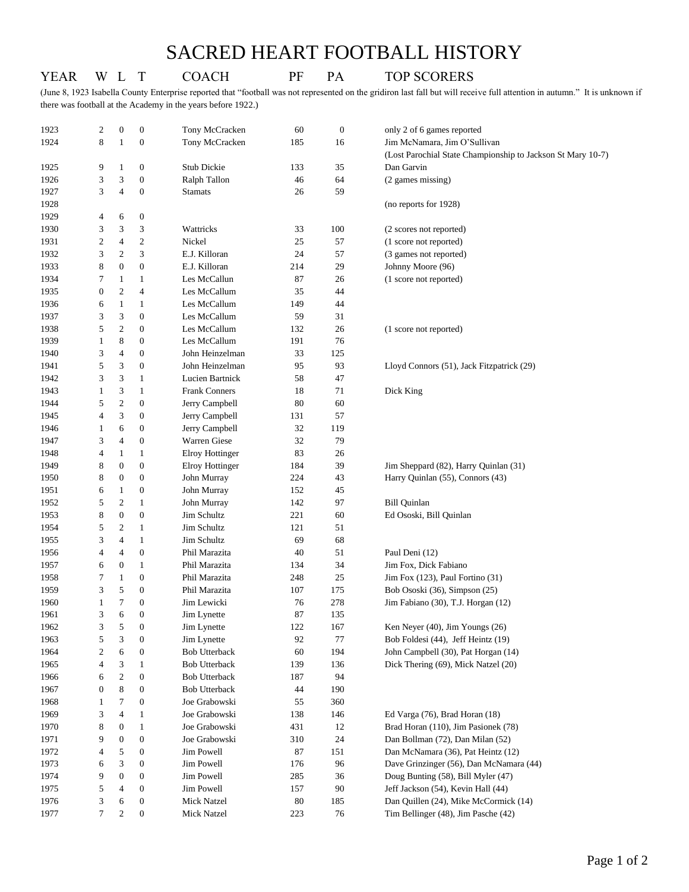# SACRED HEART FOOTBALL HISTORY

(June 8, 1923 Isabella County Enterprise reported that "football was not represented on the gridiron last fall but will receive full attention in autumn." It is unknown if there was football at the Academy in the years before 1922.)

| YEAR | W | L | T | COACH | PF | PA | TOP SCORERS |
|---|---|---|---|---|---|---|---|
| 1923 | 2 | 0 | 0 | Tony McCracken | 60 | 0 | only 2 of 6 games reported |
| 1924 | 8 | 1 | 0 | Tony McCracken | 185 | 16 | Jim McNamara, Jim O'Sullivan |
| | | | | | | | (Lost Parochial State Championship to Jackson St Mary 10-7) |
| 1925 | 9 | 1 | 0 | Stub Dickie | 133 | 35 | Dan Garvin |
| 1926 | 3 | 3 | 0 | Ralph Tallon | 46 | 64 | (2 games missing) |
| 1927 | 3 | 4 | 0 | Stamats | 26 | 59 | |
| 1928 | | | | | | | (no reports for 1928) |
| 1929 | 4 | 6 | 0 | | | | |
| 1930 | 3 | 3 | 3 | Wattricks | 33 | 100 | (2 scores not reported) |
| 1931 | 2 | 4 | 2 | Nickel | 25 | 57 | (1 score not reported) |
| 1932 | 3 | 2 | 3 | E.J. Killoran | 24 | 57 | (3 games not reported) |
| 1933 | 8 | 0 | 0 | E.J. Killoran | 214 | 29 | Johnny Moore (96) |
| 1934 | 7 | 1 | 1 | Les McCallun | 87 | 26 | (1 score not reported) |
| 1935 | 0 | 2 | 4 | Les McCallum | 35 | 44 | |
| 1936 | 6 | 1 | 1 | Les McCallum | 149 | 44 | |
| 1937 | 3 | 3 | 0 | Les McCallum | 59 | 31 | |
| 1938 | 5 | 2 | 0 | Les McCallum | 132 | 26 | (1 score not reported) |
| 1939 | 1 | 8 | 0 | Les McCallum | 191 | 76 | |
| 1940 | 3 | 4 | 0 | John Heinzelman | 33 | 125 | |
| 1941 | 5 | 3 | 0 | John Heinzelman | 95 | 93 | Lloyd Connors (51), Jack Fitzpatrick (29) |
| 1942 | 3 | 3 | 1 | Lucien Bartnick | 58 | 47 | |
| 1943 | 1 | 3 | 1 | Frank Conners | 18 | 71 | Dick King |
| 1944 | 5 | 2 | 0 | Jerry Campbell | 80 | 60 | |
| 1945 | 4 | 3 | 0 | Jerry Campbell | 131 | 57 | |
| 1946 | 1 | 6 | 0 | Jerry Campbell | 32 | 119 | |
| 1947 | 3 | 4 | 0 | Warren Giese | 32 | 79 | |
| 1948 | 4 | 1 | 1 | Elroy Hottinger | 83 | 26 | |
| 1949 | 8 | 0 | 0 | Elroy Hottinger | 184 | 39 | Jim Sheppard (82), Harry Quinlan (31) |
| 1950 | 8 | 0 | 0 | John Murray | 224 | 43 | Harry Quinlan (55), Connors (43) |
| 1951 | 6 | 1 | 0 | John Murray | 152 | 45 | |
| 1952 | 5 | 2 | 1 | John Murray | 142 | 97 | Bill Quinlan |
| 1953 | 8 | 0 | 0 | Jim Schultz | 221 | 60 | Ed Ososki, Bill Quinlan |
| 1954 | 5 | 2 | 1 | Jim Schultz | 121 | 51 | |
| 1955 | 3 | 4 | 1 | Jim Schultz | 69 | 68 | |
| 1956 | 4 | 4 | 0 | Phil Marazita | 40 | 51 | Paul Deni (12) |
| 1957 | 6 | 0 | 1 | Phil Marazita | 134 | 34 | Jim Fox, Dick Fabiano |
| 1958 | 7 | 1 | 0 | Phil Marazita | 248 | 25 | Jim Fox (123), Paul Fortino (31) |
| 1959 | 3 | 5 | 0 | Phil Marazita | 107 | 175 | Bob Ososki (36), Simpson (25) |
| 1960 | 1 | 7 | 0 | Jim Lewicki | 76 | 278 | Jim Fabiano (30), T.J. Horgan (12) |
| 1961 | 3 | 6 | 0 | Jim Lynette | 87 | 135 | |
| 1962 | 3 | 5 | 0 | Jim Lynette | 122 | 167 | Ken Neyer (40), Jim Youngs (26) |
| 1963 | 5 | 3 | 0 | Jim Lynette | 92 | 77 | Bob Foldesi (44), Jeff Heintz (19) |
| 1964 | 2 | 6 | 0 | Bob Utterback | 60 | 194 | John Campbell (30), Pat Horgan (14) |
| 1965 | 4 | 3 | 1 | Bob Utterback | 139 | 136 | Dick Thering (69), Mick Natzel (20) |
| 1966 | 6 | 2 | 0 | Bob Utterback | 187 | 94 | |
| 1967 | 0 | 8 | 0 | Bob Utterback | 44 | 190 | |
| 1968 | 1 | 7 | 0 | Joe Grabowski | 55 | 360 | |
| 1969 | 3 | 4 | 1 | Joe Grabowski | 138 | 146 | Ed Varga (76), Brad Horan (18) |
| 1970 | 8 | 0 | 1 | Joe Grabowski | 431 | 12 | Brad Horan (110), Jim Pasionek (78) |
| 1971 | 9 | 0 | 0 | Joe Grabowski | 310 | 24 | Dan Bollman (72), Dan Milan (52) |
| 1972 | 4 | 5 | 0 | Jim Powell | 87 | 151 | Dan McNamara (36), Pat Heintz (12) |
| 1973 | 6 | 3 | 0 | Jim Powell | 176 | 96 | Dave Grinzinger (56), Dan McNamara (44) |
| 1974 | 9 | 0 | 0 | Jim Powell | 285 | 36 | Doug Bunting (58), Bill Myler (47) |
| 1975 | 5 | 4 | 0 | Jim Powell | 157 | 90 | Jeff Jackson (54), Kevin Hall (44) |
| 1976 | 3 | 6 | 0 | Mick Natzel | 80 | 185 | Dan Quillen (24), Mike McCormick (14) |
| 1977 | 7 | 2 | 0 | Mick Natzel | 223 | 76 | Tim Bellinger (48), Jim Pasche (42) |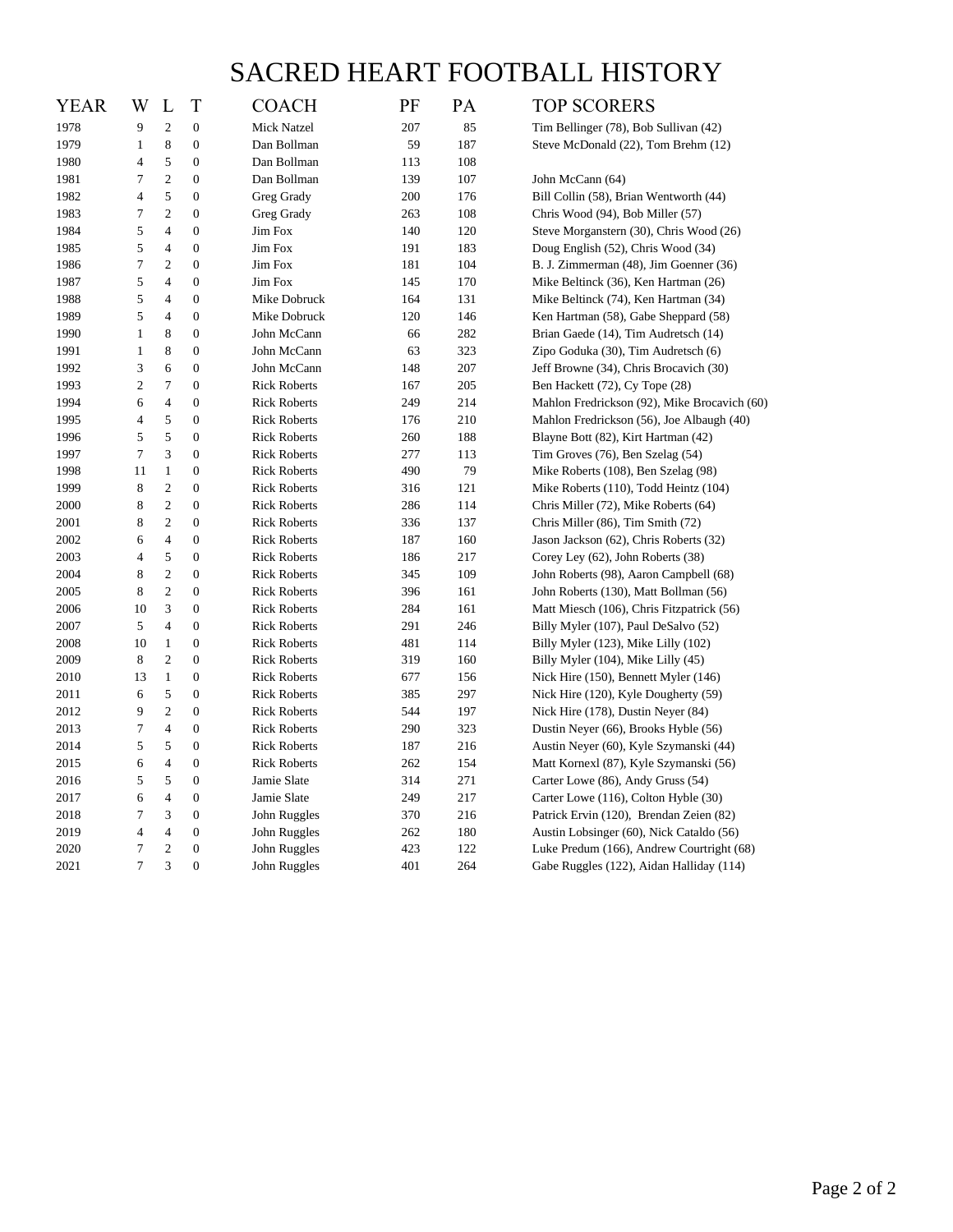# SACRED HEART FOOTBALL HISTORY

| YEAR | W | L | T | COACH | PF | PA | TOP SCORERS |
|---|---|---|---|---|---|---|---|
| 1978 | 9 | 2 | 0 | Mick Natzel | 207 | 85 | Tim Bellinger (78), Bob Sullivan (42) |
| 1979 | 1 | 8 | 0 | Dan Bollman | 59 | 187 | Steve McDonald (22), Tom Brehm (12) |
| 1980 | 4 | 5 | 0 | Dan Bollman | 113 | 108 | |
| 1981 | 7 | 2 | 0 | Dan Bollman | 139 | 107 | John McCann (64) |
| 1982 | 4 | 5 | 0 | Greg Grady | 200 | 176 | Bill Collin (58), Brian Wentworth (44) |
| 1983 | 7 | 2 | 0 | Greg Grady | 263 | 108 | Chris Wood (94), Bob Miller (57) |
| 1984 | 5 | 4 | 0 | Jim Fox | 140 | 120 | Steve Morganstern (30), Chris Wood (26) |
| 1985 | 5 | 4 | 0 | Jim Fox | 191 | 183 | Doug English (52), Chris Wood (34) |
| 1986 | 7 | 2 | 0 | Jim Fox | 181 | 104 | B. J. Zimmerman (48), Jim Goenner (36) |
| 1987 | 5 | 4 | 0 | Jim Fox | 145 | 170 | Mike Beltinck (36), Ken Hartman (26) |
| 1988 | 5 | 4 | 0 | Mike Dobruck | 164 | 131 | Mike Beltinck (74), Ken Hartman (34) |
| 1989 | 5 | 4 | 0 | Mike Dobruck | 120 | 146 | Ken Hartman (58), Gabe Sheppard (58) |
| 1990 | 1 | 8 | 0 | John McCann | 66 | 282 | Brian Gaede (14), Tim Audretsch (14) |
| 1991 | 1 | 8 | 0 | John McCann | 63 | 323 | Zipo Goduka (30), Tim Audretsch (6) |
| 1992 | 3 | 6 | 0 | John McCann | 148 | 207 | Jeff Browne (34), Chris Brocavich (30) |
| 1993 | 2 | 7 | 0 | Rick Roberts | 167 | 205 | Ben Hackett (72), Cy Tope (28) |
| 1994 | 6 | 4 | 0 | Rick Roberts | 249 | 214 | Mahlon Fredrickson (92), Mike Brocavich (60) |
| 1995 | 4 | 5 | 0 | Rick Roberts | 176 | 210 | Mahlon Fredrickson (56), Joe Albaugh (40) |
| 1996 | 5 | 5 | 0 | Rick Roberts | 260 | 188 | Blayne Bott (82), Kirt Hartman (42) |
| 1997 | 7 | 3 | 0 | Rick Roberts | 277 | 113 | Tim Groves (76), Ben Szelag (54) |
| 1998 | 11 | 1 | 0 | Rick Roberts | 490 | 79 | Mike Roberts (108), Ben Szelag (98) |
| 1999 | 8 | 2 | 0 | Rick Roberts | 316 | 121 | Mike Roberts (110), Todd Heintz (104) |
| 2000 | 8 | 2 | 0 | Rick Roberts | 286 | 114 | Chris Miller (72), Mike Roberts (64) |
| 2001 | 8 | 2 | 0 | Rick Roberts | 336 | 137 | Chris Miller (86), Tim Smith (72) |
| 2002 | 6 | 4 | 0 | Rick Roberts | 187 | 160 | Jason Jackson (62), Chris Roberts (32) |
| 2003 | 4 | 5 | 0 | Rick Roberts | 186 | 217 | Corey Ley (62), John Roberts (38) |
| 2004 | 8 | 2 | 0 | Rick Roberts | 345 | 109 | John Roberts (98), Aaron Campbell (68) |
| 2005 | 8 | 2 | 0 | Rick Roberts | 396 | 161 | John Roberts (130), Matt Bollman (56) |
| 2006 | 10 | 3 | 0 | Rick Roberts | 284 | 161 | Matt Miesch (106), Chris Fitzpatrick (56) |
| 2007 | 5 | 4 | 0 | Rick Roberts | 291 | 246 | Billy Myler (107), Paul DeSalvo (52) |
| 2008 | 10 | 1 | 0 | Rick Roberts | 481 | 114 | Billy Myler (123), Mike Lilly (102) |
| 2009 | 8 | 2 | 0 | Rick Roberts | 319 | 160 | Billy Myler (104), Mike Lilly (45) |
| 2010 | 13 | 1 | 0 | Rick Roberts | 677 | 156 | Nick Hire (150), Bennett Myler (146) |
| 2011 | 6 | 5 | 0 | Rick Roberts | 385 | 297 | Nick Hire (120), Kyle Dougherty (59) |
| 2012 | 9 | 2 | 0 | Rick Roberts | 544 | 197 | Nick Hire (178), Dustin Neyer (84) |
| 2013 | 7 | 4 | 0 | Rick Roberts | 290 | 323 | Dustin Neyer (66), Brooks Hyble (56) |
| 2014 | 5 | 5 | 0 | Rick Roberts | 187 | 216 | Austin Neyer (60), Kyle Szymanski (44) |
| 2015 | 6 | 4 | 0 | Rick Roberts | 262 | 154 | Matt Kornexl (87), Kyle Szymanski (56) |
| 2016 | 5 | 5 | 0 | Jamie Slate | 314 | 271 | Carter Lowe (86), Andy Gruss (54) |
| 2017 | 6 | 4 | 0 | Jamie Slate | 249 | 217 | Carter Lowe (116), Colton Hyble (30) |
| 2018 | 7 | 3 | 0 | John Ruggles | 370 | 216 | Patrick Ervin (120), Brendan Zeien (82) |
| 2019 | 4 | 4 | 0 | John Ruggles | 262 | 180 | Austin Lobsinger (60), Nick Cataldo (56) |
| 2020 | 7 | 2 | 0 | John Ruggles | 423 | 122 | Luke Predum (166), Andrew Courtright (68) |
| 2021 | 7 | 3 | 0 | John Ruggles | 401 | 264 | Gabe Ruggles (122), Aidan Halliday (114) |